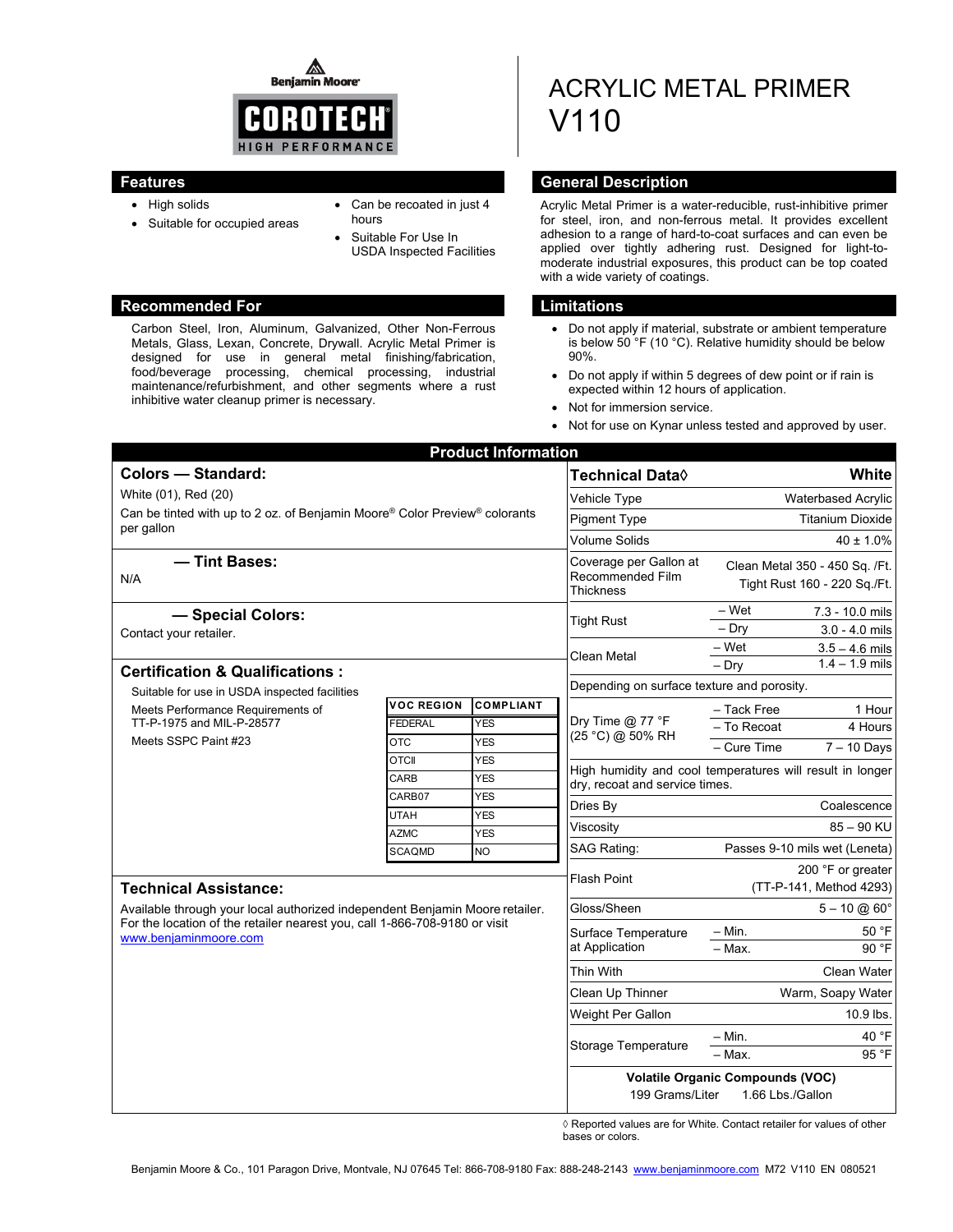Benjamin Moore

# COROTECH HIGH PERFORMANCE

# ACRYLIC METAL PRIMER V110

## Features

- High solids
- Suitable for occupied areas
- Can be recoated in just 4 hours
- Suitable For Use In USDA Inspected Facilities

## General Description

Acrylic Metal Primer is a water-reducible, rust-inhibitive primer for steel, iron, and non-ferrous metal. It provides excellent adhesion to a range of hard-to-coat surfaces and can even be applied over tightly adhering rust. Designed for light-to-moderate industrial exposures, this product can be top coated with a wide variety of coatings.

## Recommended For

Carbon Steel, Iron, Aluminum, Galvanized, Other Non-Ferrous Metals, Glass, Lexan, Concrete, Drywall. Acrylic Metal Primer is designed for use in general metal finishing/fabrication, food/beverage processing, chemical processing, industrial maintenance/refurbishment, and other segments where a rust inhibitive water cleanup primer is necessary.

## Limitations

- Do not apply if material, substrate or ambient temperature is below 50 °F (10 °C). Relative humidity should be below 90%.
- Do not apply if within 5 degrees of dew point or if rain is expected within 12 hours of application.
- Not for immersion service.
- Not for use on Kynar unless tested and approved by user.

## Product Information

### Colors — Standard:

White (01), Red (20)

Can be tinted with up to 2 oz. of Benjamin Moore® Color Preview® colorants per gallon

### — Tint Bases:

N/A

### — Special Colors:

Contact your retailer.

### Certification & Qualifications :

Suitable for use in USDA inspected facilities

Meets Performance Requirements of TT-P-1975 and MIL-P-28577

Meets SSPC Paint #23

| VOC REGION | COMPLIANT |
|---|---|
| FEDERAL | YES |
| OTC | YES |
| OTCII | YES |
| CARB | YES |
| CARB07 | YES |
| UTAH | YES |
| AZMC | YES |
| SCAQMD | NO |

### Technical Assistance:

Available through your local authorized independent Benjamin Moore retailer. For the location of the retailer nearest you, call 1-866-708-9180 or visit www.benjaminmoore.com

| Technical Data◊ | | White |
|---|---|---|
| Vehicle Type | | Waterbased Acrylic |
| Pigment Type | | Titanium Dioxide |
| Volume Solids | | 40 ± 1.0% |
| Coverage per Gallon at Recommended Film Thickness | | Clean Metal 350 - 450 Sq. /Ft. Tight Rust 160 - 220 Sq./Ft. |
| Tight Rust | – Wet | 7.3 - 10.0 mils |
| | – Dry | 3.0 - 4.0 mils |
| Clean Metal | – Wet | 3.5 – 4.6 mils |
| | – Dry | 1.4 – 1.9 mils |
| Depending on surface texture and porosity. | | |
| Dry Time @ 77 °F (25 °C) @ 50% RH | – Tack Free | 1 Hour |
| | – To Recoat | 4 Hours |
| | – Cure Time | 7 – 10 Days |
| High humidity and cool temperatures will result in longer dry, recoat and service times. | | |
| Dries By | | Coalescence |
| Viscosity | | 85 – 90 KU |
| SAG Rating: | | Passes 9-10 mils wet (Leneta) |
| Flash Point | | 200 °F or greater (TT-P-141, Method 4293) |
| Gloss/Sheen | | 5 – 10 @ 60° |
| Surface Temperature at Application | – Min. | 50 °F |
| | – Max. | 90 °F |
| Thin With | | Clean Water |
| Clean Up Thinner | | Warm, Soapy Water |
| Weight Per Gallon | | 10.9 lbs. |
| Storage Temperature | – Min. | 40 °F |
| | – Max. | 95 °F |

**Volatile Organic Compounds (VOC)**

199 Grams/Liter 1.66 Lbs./Gallon

◊ Reported values are for White. Contact retailer for values of other bases or colors.

Benjamin Moore & Co., 101 Paragon Drive, Montvale, NJ 07645 Tel: 866-708-9180 Fax: 888-248-2143 www.benjaminmoore.com M72 V110 EN 080521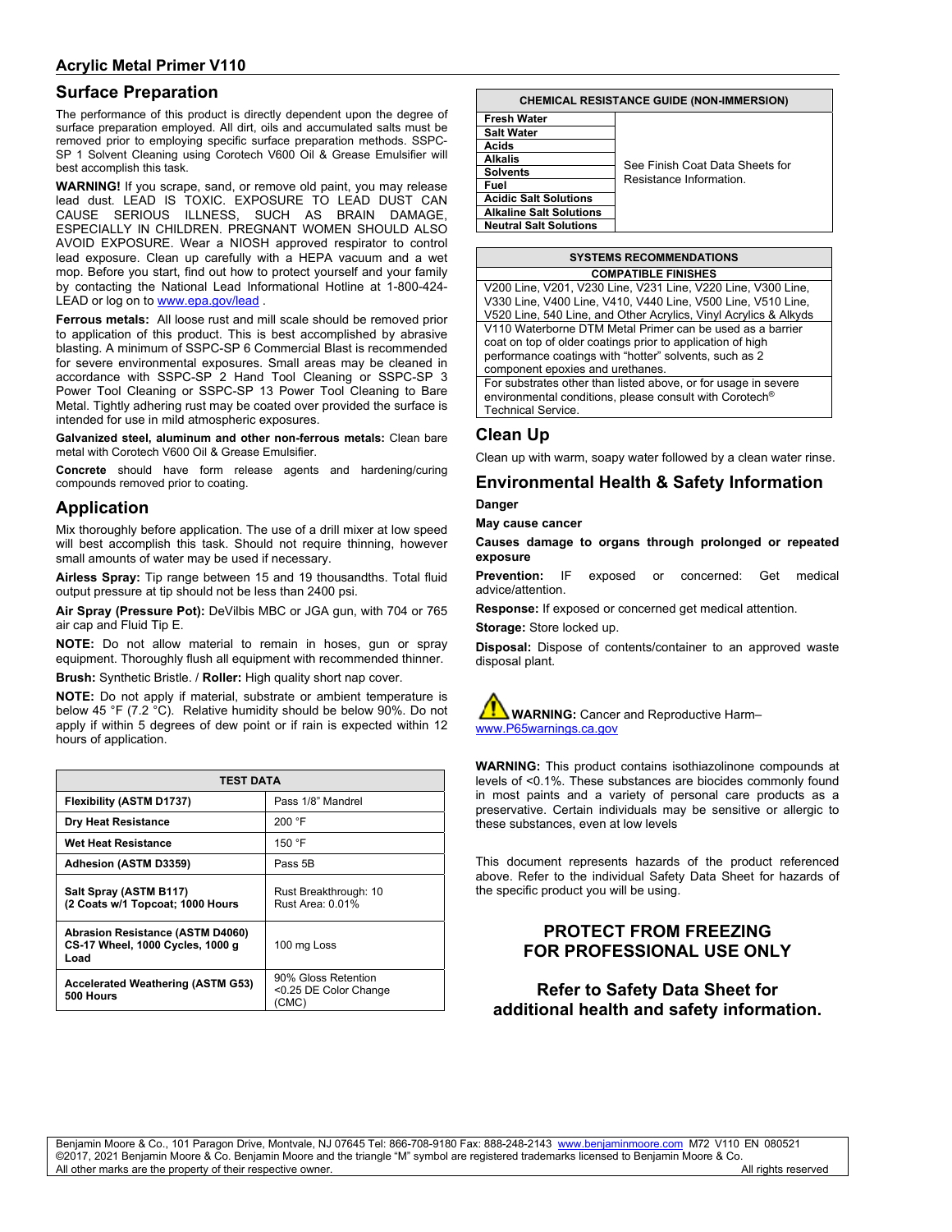# Acrylic Metal Primer V110

## Surface Preparation

The performance of this product is directly dependent upon the degree of surface preparation employed. All dirt, oils and accumulated salts must be removed prior to employing specific surface preparation methods. SSPC-SP 1 Solvent Cleaning using Corotech V600 Oil & Grease Emulsifier will best accomplish this task.

**WARNING!** If you scrape, sand, or remove old paint, you may release lead dust. LEAD IS TOXIC. EXPOSURE TO LEAD DUST CAN CAUSE SERIOUS ILLNESS, SUCH AS BRAIN DAMAGE, ESPECIALLY IN CHILDREN. PREGNANT WOMEN SHOULD ALSO AVOID EXPOSURE. Wear a NIOSH approved respirator to control lead exposure. Clean up carefully with a HEPA vacuum and a wet mop. Before you start, find out how to protect yourself and your family by contacting the National Lead Informational Hotline at 1-800-424-LEAD or log on to www.epa.gov/lead .

**Ferrous metals:** All loose rust and mill scale should be removed prior to application of this product. This is best accomplished by abrasive blasting. A minimum of SSPC-SP 6 Commercial Blast is recommended for severe environmental exposures. Small areas may be cleaned in accordance with SSPC-SP 2 Hand Tool Cleaning or SSPC-SP 3 Power Tool Cleaning or SSPC-SP 13 Power Tool Cleaning to Bare Metal. Tightly adhering rust may be coated over provided the surface is intended for use in mild atmospheric exposures.

**Galvanized steel, aluminum and other non-ferrous metals:** Clean bare metal with Corotech V600 Oil & Grease Emulsifier.

**Concrete** should have form release agents and hardening/curing compounds removed prior to coating.

## Application

Mix thoroughly before application. The use of a drill mixer at low speed will best accomplish this task. Should not require thinning, however small amounts of water may be used if necessary.

**Airless Spray:** Tip range between 15 and 19 thousandths. Total fluid output pressure at tip should not be less than 2400 psi.

**Air Spray (Pressure Pot):** DeVilbis MBC or JGA gun, with 704 or 765 air cap and Fluid Tip E.

**NOTE:** Do not allow material to remain in hoses, gun or spray equipment. Thoroughly flush all equipment with recommended thinner.

**Brush:** Synthetic Bristle. / **Roller:** High quality short nap cover.

**NOTE:** Do not apply if material, substrate or ambient temperature is below 45 °F (7.2 °C). Relative humidity should be below 90%. Do not apply if within 5 degrees of dew point or if rain is expected within 12 hours of application.

| TEST DATA | |
|---|---|
| **Flexibility (ASTM D1737)** | Pass 1/8" Mandrel |
| **Dry Heat Resistance** | 200 °F |
| **Wet Heat Resistance** | 150 °F |
| **Adhesion (ASTM D3359)** | Pass 5B |
| **Salt Spray (ASTM B117) (2 Coats w/1 Topcoat; 1000 Hours** | Rust Breakthrough: 10<br>Rust Area: 0.01% |
| **Abrasion Resistance (ASTM D4060) CS-17 Wheel, 1000 Cycles, 1000 g Load** | 100 mg Loss |
| **Accelerated Weathering (ASTM G53) 500 Hours** | 90% Gloss Retention<br><0.25 DE Color Change (CMC) |

| CHEMICAL RESISTANCE GUIDE (NON-IMMERSION) | |
|---|---|
| **Fresh Water** | See Finish Coat Data Sheets for Resistance Information. |
| **Salt Water** | |
| **Acids** | |
| **Alkalis** | |
| **Solvents** | |
| **Fuel** | |
| **Acidic Salt Solutions** | |
| **Alkaline Salt Solutions** | |
| **Neutral Salt Solutions** | |

| SYSTEMS RECOMMENDATIONS |
|---|
| **COMPATIBLE FINISHES** |
| V200 Line, V201, V230 Line, V231 Line, V220 Line, V300 Line, V330 Line, V400 Line, V410, V440 Line, V500 Line, V510 Line, V520 Line, 540 Line, and Other Acrylics, Vinyl Acrylics & Alkyds |
| V110 Waterborne DTM Metal Primer can be used as a barrier coat on top of older coatings prior to application of high performance coatings with "hotter" solvents, such as 2 component epoxies and urethanes. |
| For substrates other than listed above, or for usage in severe environmental conditions, please consult with Corotech® Technical Service. |

## Clean Up

Clean up with warm, soapy water followed by a clean water rinse.

## Environmental Health & Safety Information

**Danger**

**May cause cancer**

**Causes damage to organs through prolonged or repeated exposure**

**Prevention:** IF exposed or concerned: Get medical advice/attention.

**Response:** If exposed or concerned get medical attention.

**Storage:** Store locked up.

**Disposal:** Dispose of contents/container to an approved waste disposal plant.

⚠ **WARNING:** Cancer and Reproductive Harm– www.P65warnings.ca.gov

**WARNING:** This product contains isothiazolinone compounds at levels of <0.1%. These substances are biocides commonly found in most paints and a variety of personal care products as a preservative. Certain individuals may be sensitive or allergic to these substances, even at low levels

This document represents hazards of the product referenced above. Refer to the individual Safety Data Sheet for hazards of the specific product you will be using.

**PROTECT FROM FREEZING**
**FOR PROFESSIONAL USE ONLY**

**Refer to Safety Data Sheet for additional health and safety information.**

Benjamin Moore & Co., 101 Paragon Drive, Montvale, NJ 07645 Tel: 866-708-9180 Fax: 888-248-2143 www.benjaminmoore.com M72 V110 EN 080521
©2017, 2021 Benjamin Moore & Co. Benjamin Moore and the triangle "M" symbol are registered trademarks licensed to Benjamin Moore & Co.
All other marks are the property of their respective owner. All rights reserved